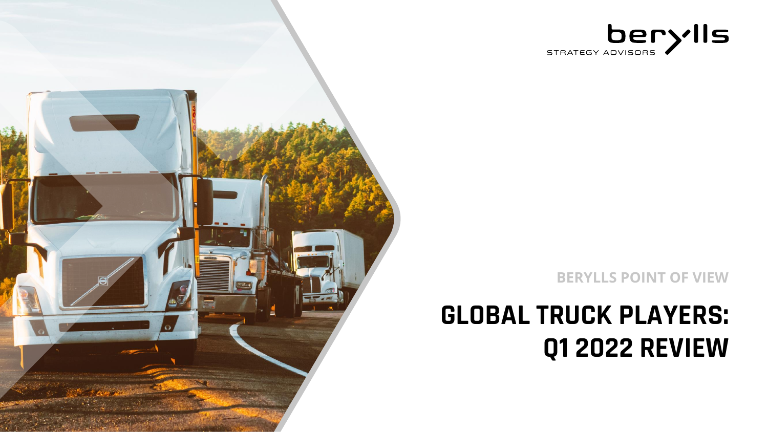berylls

STRATEGY ADVISORS

BERYLLS POINT OF VIEW

# GLOBAL TRUCK PLAYERS: Q1 2022 REVIEW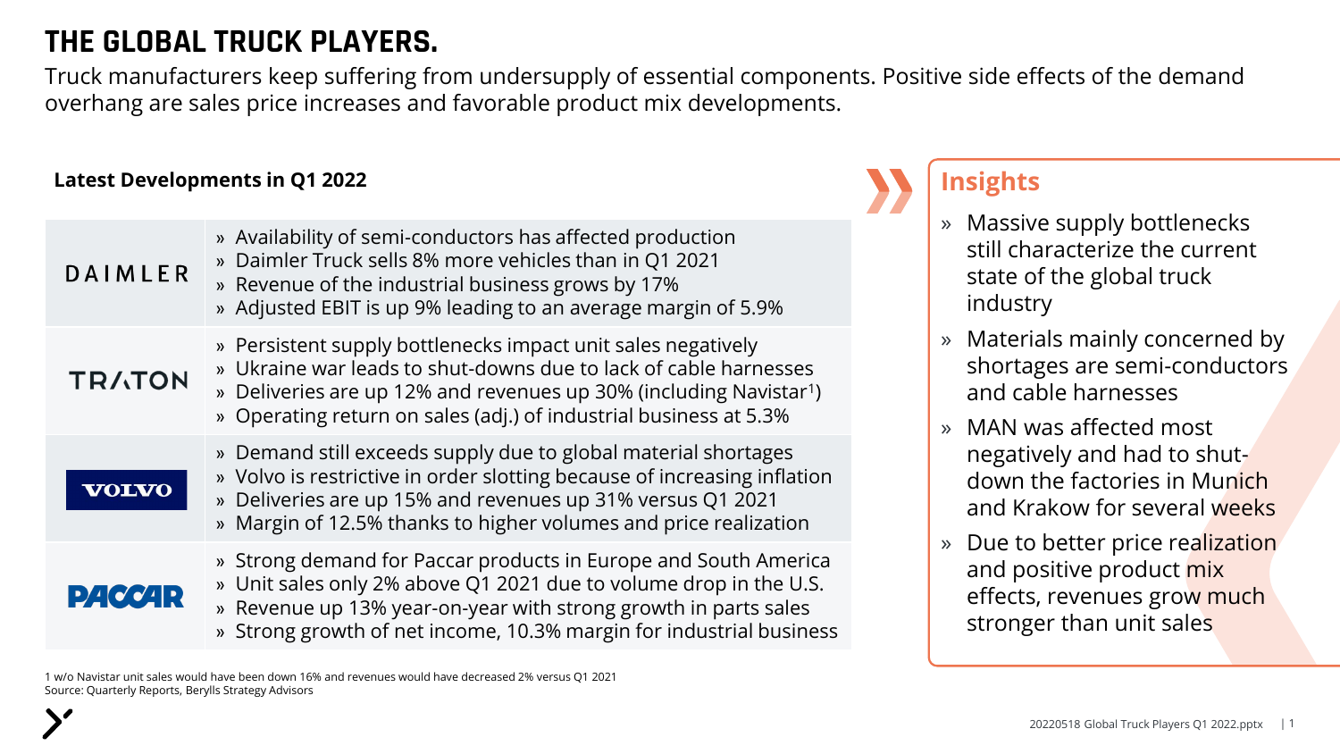# THE GLOBAL TRUCK PLAYERS.

Truck manufacturers keep suffering from undersupply of essential components. Positive side effects of the demand overhang are sales price increases and favorable product mix developments.

**Latest Developments in Q1 2022**

| Company | Developments |
|---|---|
| DAIMLER | » Availability of semi-conductors has affected production<br>» Daimler Truck sells 8% more vehicles than in Q1 2021<br>» Revenue of the industrial business grows by 17%<br>» Adjusted EBIT is up 9% leading to an average margin of 5.9% |
| TRATON | » Persistent supply bottlenecks impact unit sales negatively<br>» Ukraine war leads to shut-downs due to lack of cable harnesses<br>» Deliveries are up 12% and revenues up 30% (including Navistar[1])<br>» Operating return on sales (adj.) of industrial business at 5.3% |
| VOLVO | » Demand still exceeds supply due to global material shortages<br>» Volvo is restrictive in order slotting because of increasing inflation<br>» Deliveries are up 15% and revenues up 31% versus Q1 2021<br>» Margin of 12.5% thanks to higher volumes and price realization |
| PACCAR | » Strong demand for Paccar products in Europe and South America<br>» Unit sales only 2% above Q1 2021 due to volume drop in the U.S.<br>» Revenue up 13% year-on-year with strong growth in parts sales<br>» Strong growth of net income, 10.3% margin for industrial business |

## Insights

- Massive supply bottlenecks still characterize the current state of the global truck industry
- Materials mainly concerned by shortages are semi-conductors and cable harnesses
- MAN was affected most negatively and had to shut-down the factories in Munich and Krakow for several weeks
- Due to better price realization and positive product mix effects, revenues grow much stronger than unit sales

1 w/o Navistar unit sales would have been down 16% and revenues would have decreased 2% versus Q1 2021
Source: Quarterly Reports, Berylls Strategy Advisors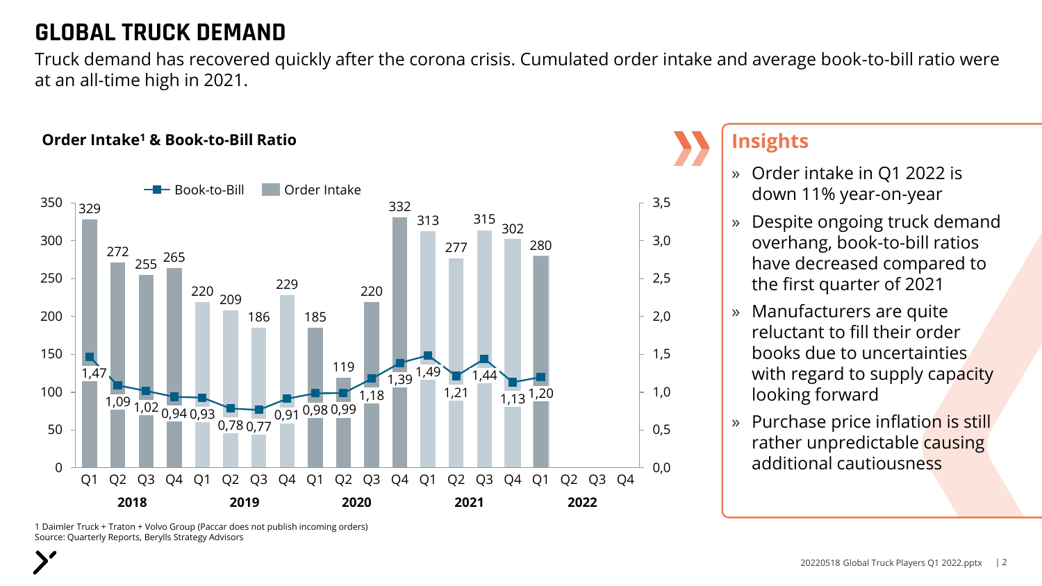# GLOBAL TRUCK DEMAND

Truck demand has recovered quickly after the corona crisis. Cumulated order intake and average book-to-bill ratio were at an all-time high in 2021.

**Order Intake[1] & Book-to-Bill Ratio**

| Year | Quarter | Order Intake | Book-to-Bill |
|---|---|---|---|
| 2018 | Q1 | 329 | 1,47 |
| 2018 | Q2 | 272 | 1,09 |
| 2018 | Q3 | 255 | 1,02 |
| 2018 | Q4 | 265 | 0,94 |
| 2019 | Q1 | 220 | 0,93 |
| 2019 | Q2 | 209 | 0,78 |
| 2019 | Q3 | 186 | 0,77 |
| 2019 | Q4 | 229 | 0,91 |
| 2020 | Q1 | 185 | 0,98 |
| 2020 | Q2 | 119 | 0,99 |
| 2020 | Q3 | 220 | 1,18 |
| 2020 | Q4 | 332 | 1,39 |
| 2021 | Q1 | 313 | 1,49 |
| 2021 | Q2 | 277 | 1,21 |
| 2021 | Q3 | 315 | 1,44 |
| 2021 | Q4 | 302 | 1,13 |
| 2022 | Q1 | 280 | 1,20 |
| 2022 | Q2 | | |
| 2022 | Q3 | | |
| 2022 | Q4 | | |

## Insights

- Order intake in Q1 2022 is down 11% year-on-year
- Despite ongoing truck demand overhang, book-to-bill ratios have decreased compared to the first quarter of 2021
- Manufacturers are quite reluctant to fill their order books due to uncertainties with regard to supply capacity looking forward
- Purchase price inflation is still rather unpredictable causing additional cautiousness

1 Daimler Truck + Traton + Volvo Group (Paccar does not publish incoming orders)
Source: Quarterly Reports, Berylls Strategy Advisors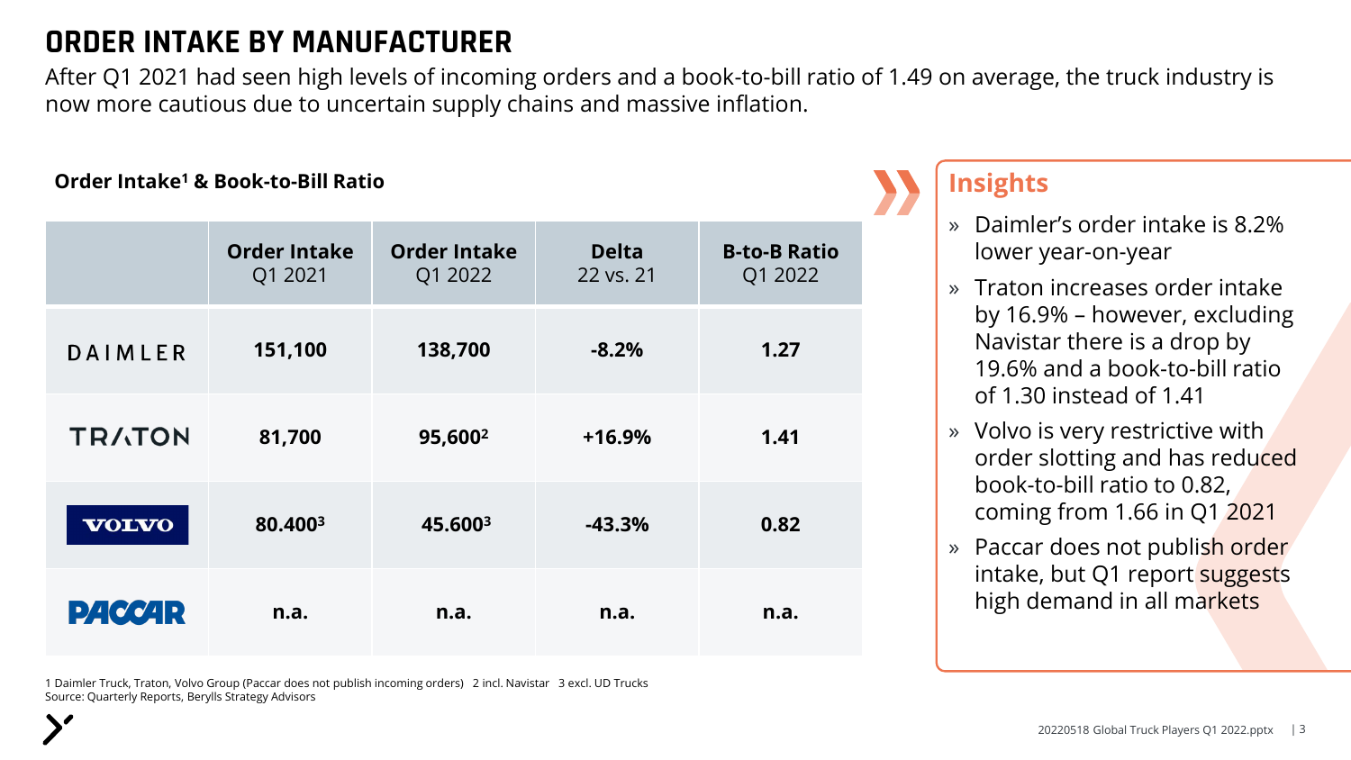# ORDER INTAKE BY MANUFACTURER

After Q1 2021 had seen high levels of incoming orders and a book-to-bill ratio of 1.49 on average, the truck industry is now more cautious due to uncertain supply chains and massive inflation.

**Order Intake[1] & Book-to-Bill Ratio**

| | **Order Intake** Q1 2021 | **Order Intake** Q1 2022 | **Delta** 22 vs. 21 | **B-to-B Ratio** Q1 2022 |
|---|---|---|---|---|
| DAIMLER | **151,100** | **138,700** | **-8.2%** | **1.27** |
| TRATON | **81,700** | **95,600[2]** | **+16.9%** | **1.41** |
| VOLVO | **80.400[3]** | **45.600[3]** | **-43.3%** | **0.82** |
| PACCAR | **n.a.** | **n.a.** | **n.a.** | **n.a.** |

## Insights

- Daimler's order intake is 8.2% lower year-on-year
- Traton increases order intake by 16.9% – however, excluding Navistar there is a drop by 19.6% and a book-to-bill ratio of 1.30 instead of 1.41
- Volvo is very restrictive with order slotting and has reduced book-to-bill ratio to 0.82, coming from 1.66 in Q1 2021
- Paccar does not publish order intake, but Q1 report suggests high demand in all markets

1 Daimler Truck, Traton, Volvo Group (Paccar does not publish incoming orders) 2 incl. Navistar 3 excl. UD Trucks
Source: Quarterly Reports, Berylls Strategy Advisors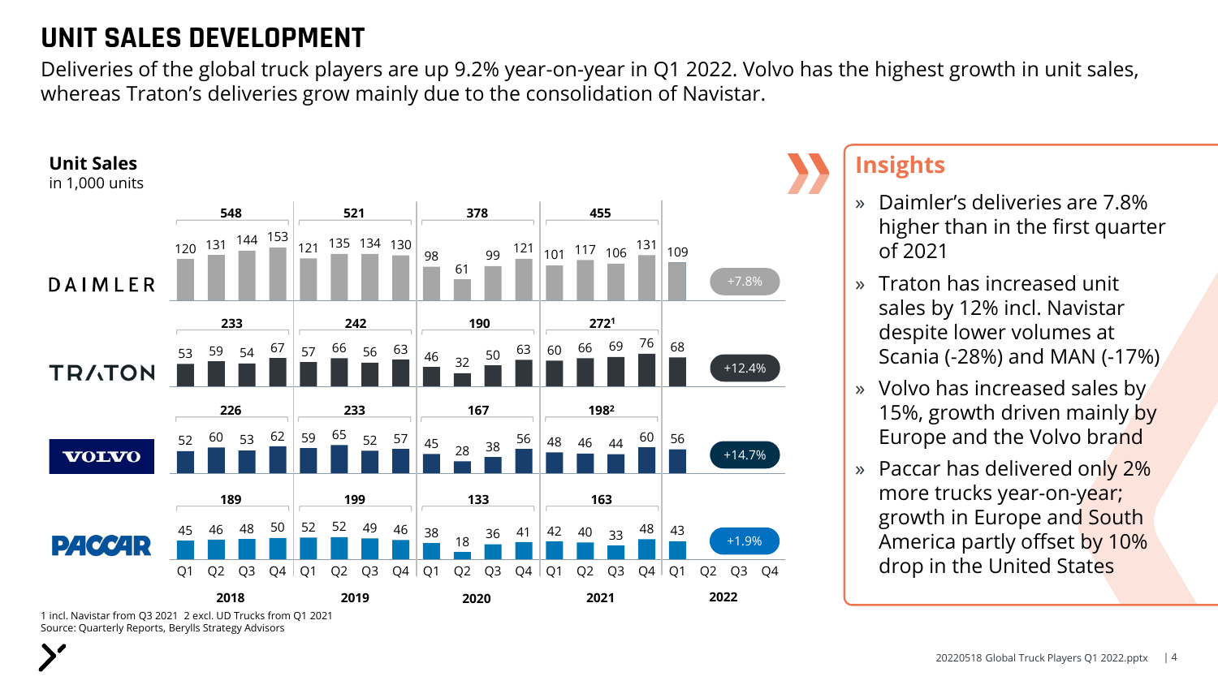# UNIT SALES DEVELOPMENT

Deliveries of the global truck players are up 9.2% year-on-year in Q1 2022. Volvo has the highest growth in unit sales, whereas Traton's deliveries grow mainly due to the consolidation of Navistar.

**Unit Sales**
in 1,000 units

| | 2018 Q1 | 2018 Q2 | 2018 Q3 | 2018 Q4 | 2018 Total | 2019 Q1 | 2019 Q2 | 2019 Q3 | 2019 Q4 | 2019 Total | 2020 Q1 | 2020 Q2 | 2020 Q3 | 2020 Q4 | 2020 Total | 2021 Q1 | 2021 Q2 | 2021 Q3 | 2021 Q4 | 2021 Total | 2022 Q1 | Change |
|---|---|---|---|---|---|---|---|---|---|---|---|---|---|---|---|---|---|---|---|---|---|---|
| DAIMLER | 120 | 131 | 144 | 153 | 548 | 121 | 135 | 134 | 130 | 521 | 98 | 61 | 99 | 121 | 378 | 101 | 117 | 106 | 131 | 455 | 109 | +7.8% |
| TRATON | 53 | 59 | 54 | 67 | 233 | 57 | 66 | 56 | 63 | 242 | 46 | 32 | 50 | 63 | 190 | 60 | 66 | 69 | 76 | 272[1] | 68 | +12.4% |
| VOLVO | 52 | 60 | 53 | 62 | 226 | 59 | 65 | 52 | 57 | 233 | 45 | 28 | 38 | 56 | 167 | 48 | 46 | 44 | 60 | 198[2] | 56 | +14.7% |
| PACCAR | 45 | 46 | 48 | 50 | 189 | 52 | 52 | 49 | 46 | 199 | 38 | 18 | 36 | 41 | 133 | 42 | 40 | 33 | 48 | 163 | 43 | +1.9% |

1 incl. Navistar from Q3 2021 2 excl. UD Trucks from Q1 2021
Source: Quarterly Reports, Berylls Strategy Advisors

## Insights

- Daimler's deliveries are 7.8% higher than in the first quarter of 2021
- Traton has increased unit sales by 12% incl. Navistar despite lower volumes at Scania (-28%) and MAN (-17%)
- Volvo has increased sales by 15%, growth driven mainly by Europe and the Volvo brand
- Paccar has delivered only 2% more trucks year-on-year; growth in Europe and South America partly offset by 10% drop in the United States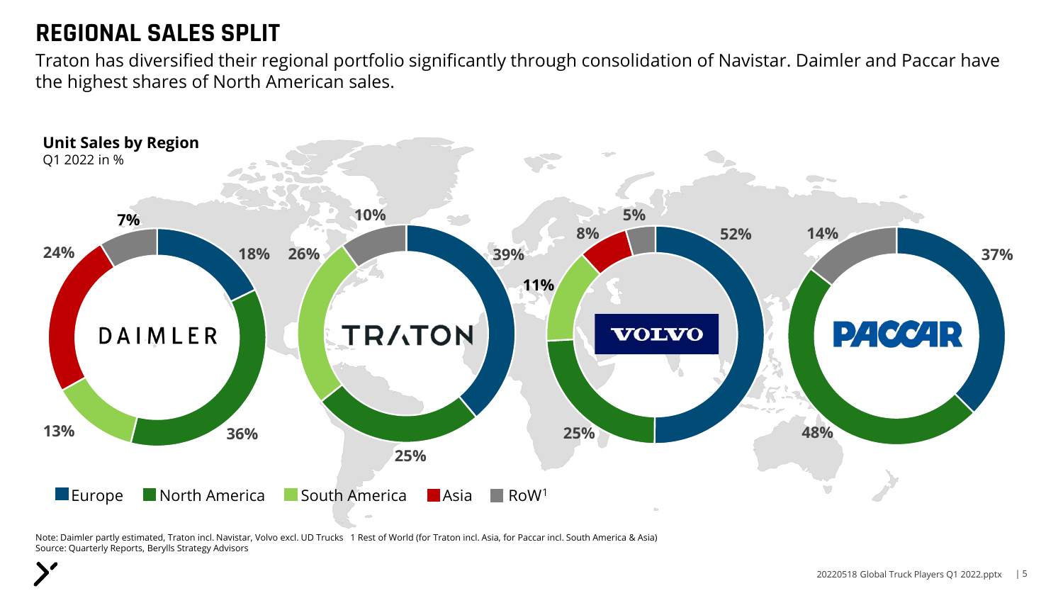# REGIONAL SALES SPLIT

Traton has diversified their regional portfolio significantly through consolidation of Navistar. Daimler and Paccar have the highest shares of North American sales.

**Unit Sales by Region**
Q1 2022 in %

| | Europe | North America | South America | Asia | RoW[1] |
|---|---|---|---|---|---|
| DAIMLER | 18% | 36% | 13% | 24% | 7% |
| TRATON | 39% | 25% | 26% | | 10% |
| VOLVO | 52% | 25% | 11% | 8% | 5% |
| PACCAR | 37% | 48% | | | 14% |

Note: Daimler partly estimated, Traton incl. Navistar, Volvo excl. UD Trucks 1 Rest of World (for Traton incl. Asia, for Paccar incl. South America & Asia)
Source: Quarterly Reports, Berylls Strategy Advisors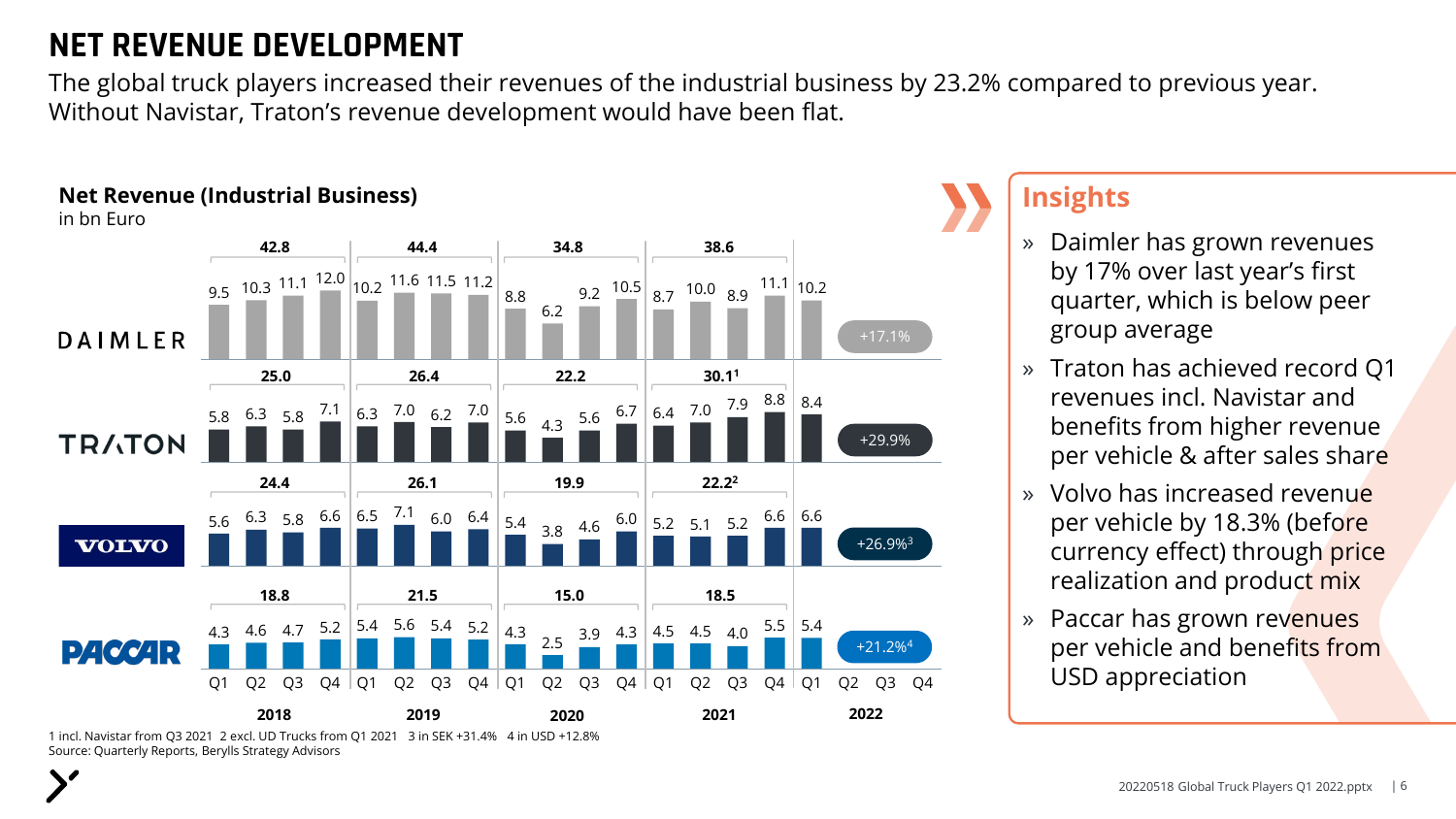# NET REVENUE DEVELOPMENT

The global truck players increased their revenues of the industrial business by 23.2% compared to previous year. Without Navistar, Traton's revenue development would have been flat.

**Net Revenue (Industrial Business)**
in bn Euro

| | 2018 Q1 | 2018 Q2 | 2018 Q3 | 2018 Q4 | 2018 Total | 2019 Q1 | 2019 Q2 | 2019 Q3 | 2019 Q4 | 2019 Total | 2020 Q1 | 2020 Q2 | 2020 Q3 | 2020 Q4 | 2020 Total | 2021 Q1 | 2021 Q2 | 2021 Q3 | 2021 Q4 | 2021 Total | 2022 Q1 | Change |
|---|---|---|---|---|---|---|---|---|---|---|---|---|---|---|---|---|---|---|---|---|---|---|
| DAIMLER | 9.5 | 10.3 | 11.1 | 12.0 | 42.8 | 10.2 | 11.6 | 11.5 | 11.2 | 44.4 | 8.8 | 6.2 | 9.2 | 10.5 | 34.8 | 8.7 | 10.0 | 8.9 | 11.1 | 38.6 | 10.2 | +17.1% |
| TRATON | 5.8 | 6.3 | 5.8 | 7.1 | 25.0 | 6.3 | 7.0 | 6.2 | 7.0 | 26.4 | 5.6 | 4.3 | 5.6 | 6.7 | 22.2 | 6.4 | 7.0 | 7.9 | 8.8 | 30.1[1] | 8.4 | +29.9% |
| VOLVO | 5.6 | 6.3 | 5.8 | 6.6 | 24.4 | 6.5 | 7.1 | 6.0 | 6.4 | 26.1 | 5.4 | 3.8 | 4.6 | 6.0 | 19.9 | 5.2 | 5.1 | 5.2 | 6.6 | 22.2[2] | 6.6 | +26.9%[3] |
| PACCAR | 4.3 | 4.6 | 4.7 | 5.2 | 18.8 | 5.4 | 5.6 | 5.4 | 5.2 | 21.5 | 4.3 | 2.5 | 3.9 | 4.3 | 15.0 | 4.5 | 4.5 | 4.0 | 5.5 | 18.5 | 5.4 | +21.2%[4] |

1 incl. Navistar from Q3 2021 2 excl. UD Trucks from Q1 2021 3 in SEK +31.4% 4 in USD +12.8%

Source: Quarterly Reports, Berylls Strategy Advisors

## Insights

- Daimler has grown revenues by 17% over last year's first quarter, which is below peer group average
- Traton has achieved record Q1 revenues incl. Navistar and benefits from higher revenue per vehicle & after sales share
- Volvo has increased revenue per vehicle by 18.3% (before currency effect) through price realization and product mix
- Paccar has grown revenues per vehicle and benefits from USD appreciation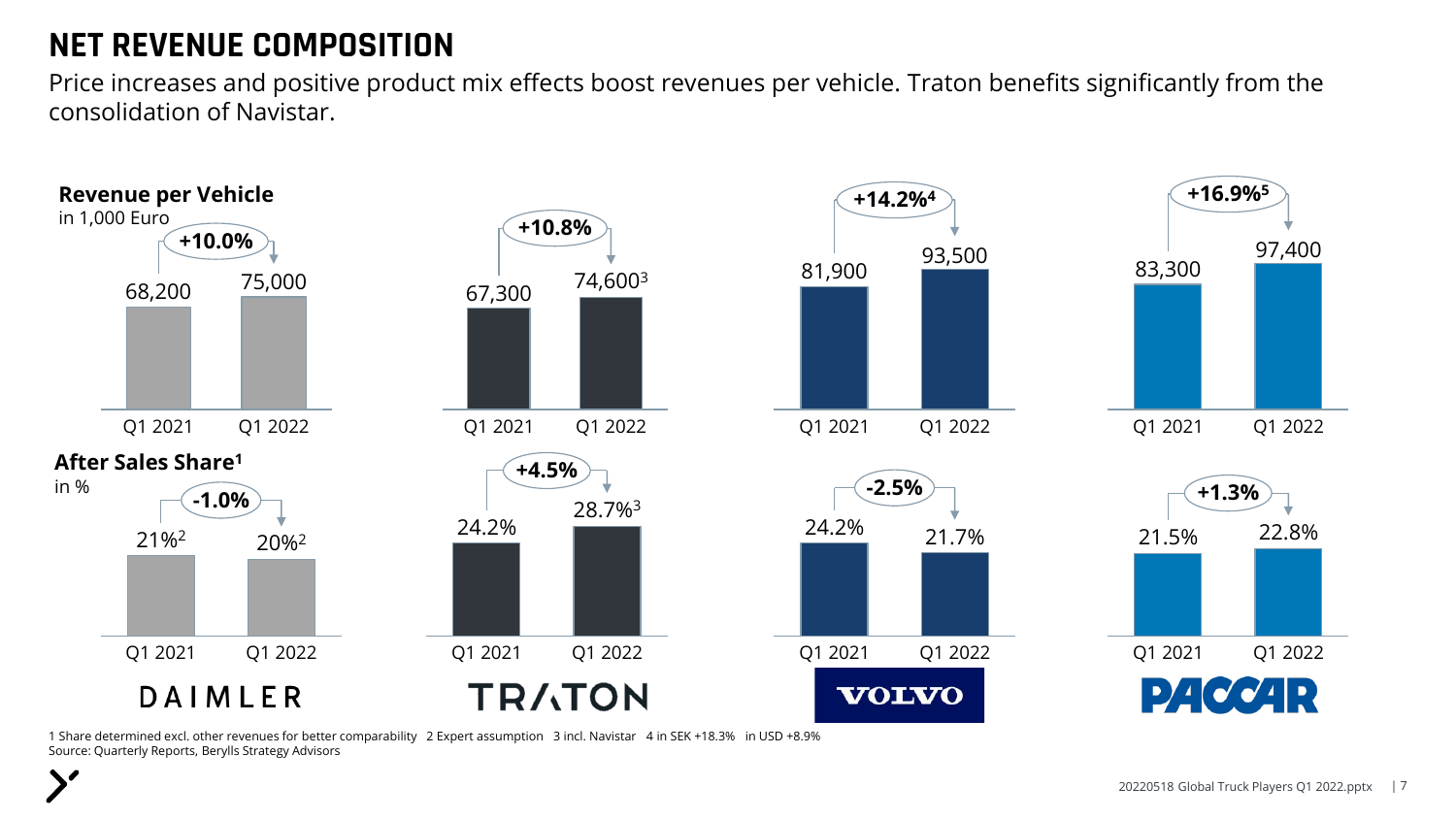# NET REVENUE COMPOSITION

Price increases and positive product mix effects boost revenues per vehicle. Traton benefits significantly from the consolidation of Navistar.

**Revenue per Vehicle**
in 1,000 Euro

| | Q1 2021 | Q1 2022 | Change |
|---|---|---|---|
| DAIMLER | 68,200 | 75,000 | +10.0% |
| TRATON | 67,300 | 74,600[3] | +10.8% |
| VOLVO | 81,900 | 93,500 | +14.2%[4] |
| PACCAR | 83,300 | 97,400 | +16.9%[5] |

**After Sales Share[1]**
in %

| | Q1 2021 | Q1 2022 | Change |
|---|---|---|---|
| DAIMLER | 21%[2] | 20%[2] | -1.0% |
| TRATON | 24.2% | 28.7%[3] | +4.5% |
| VOLVO | 24.2% | 21.7% | -2.5% |
| PACCAR | 21.5% | 22.8% | +1.3% |

1 Share determined excl. other revenues for better comparability 2 Expert assumption 3 incl. Navistar 4 in SEK +18.3% in USD +8.9%
Source: Quarterly Reports, Berylls Strategy Advisors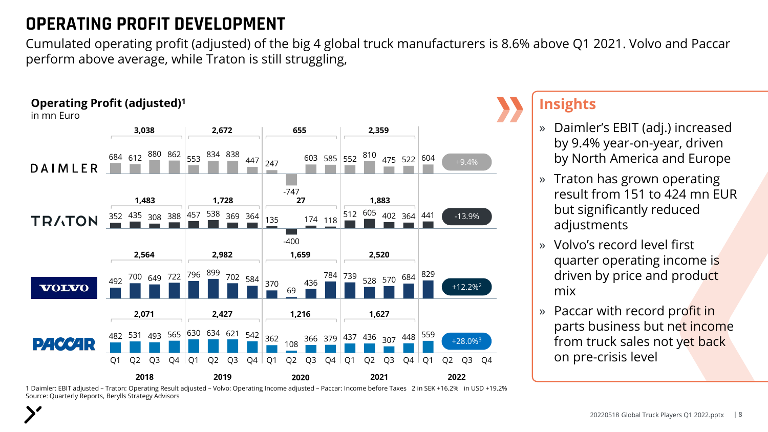# OPERATING PROFIT DEVELOPMENT

Cumulated operating profit (adjusted) of the big 4 global truck manufacturers is 8.6% above Q1 2021. Volvo and Paccar perform above average, while Traton is still struggling,

**Operating Profit (adjusted)[1]**
in mn Euro

| | 2018 Q1 | Q2 | Q3 | Q4 | 2019 Q1 | Q2 | Q3 | Q4 | 2020 Q1 | Q2 | Q3 | Q4 | 2021 Q1 | Q2 | Q3 | Q4 | 2022 Q1 | Change |
|---|---|---|---|---|---|---|---|---|---|---|---|---|---|---|---|---|---|---|
| DAIMLER (year total) | 3,038 | | | | 2,672 | | | | 655 | | | | 2,359 | | | | | |
| DAIMLER | 684 | 612 | 880 | 862 | 553 | 834 | 838 | 447 | 247 | -747 | 603 | 585 | 552 | 810 | 475 | 522 | 604 | +9.4% |
| TRATON (year total) | 1,483 | | | | 1,728 | | | | 27 | | | | 1,883 | | | | | |
| TRATON | 352 | 435 | 308 | 388 | 457 | 538 | 369 | 364 | 135 | -400 | 174 | 118 | 512 | 605 | 402 | 364 | 441 | -13.9% |
| VOLVO (year total) | 2,564 | | | | 2,982 | | | | 1,659 | | | | 2,520 | | | | | |
| VOLVO | 492 | 700 | 649 | 722 | 796 | 899 | 702 | 584 | 370 | 69 | 436 | 784 | 739 | 528 | 570 | 684 | 829 | +12.2%[2] |
| PACCAR (year total) | 2,071 | | | | 2,427 | | | | 1,216 | | | | 1,627 | | | | | |
| PACCAR | 482 | 531 | 493 | 565 | 630 | 634 | 621 | 542 | 362 | 108 | 366 | 379 | 437 | 436 | 307 | 448 | 559 | +28.0%[3] |

1 Daimler: EBIT adjusted – Traton: Operating Result adjusted – Volvo: Operating Income adjusted – Paccar: Income before Taxes 2 in SEK +16.2% in USD +19.2%
Source: Quarterly Reports, Berylls Strategy Advisors

## Insights

- Daimler's EBIT (adj.) increased by 9.4% year-on-year, driven by North America and Europe
- Traton has grown operating result from 151 to 424 mn EUR but significantly reduced adjustments
- Volvo's record level first quarter operating income is driven by price and product mix
- Paccar with record profit in parts business but net income from truck sales not yet back on pre-crisis level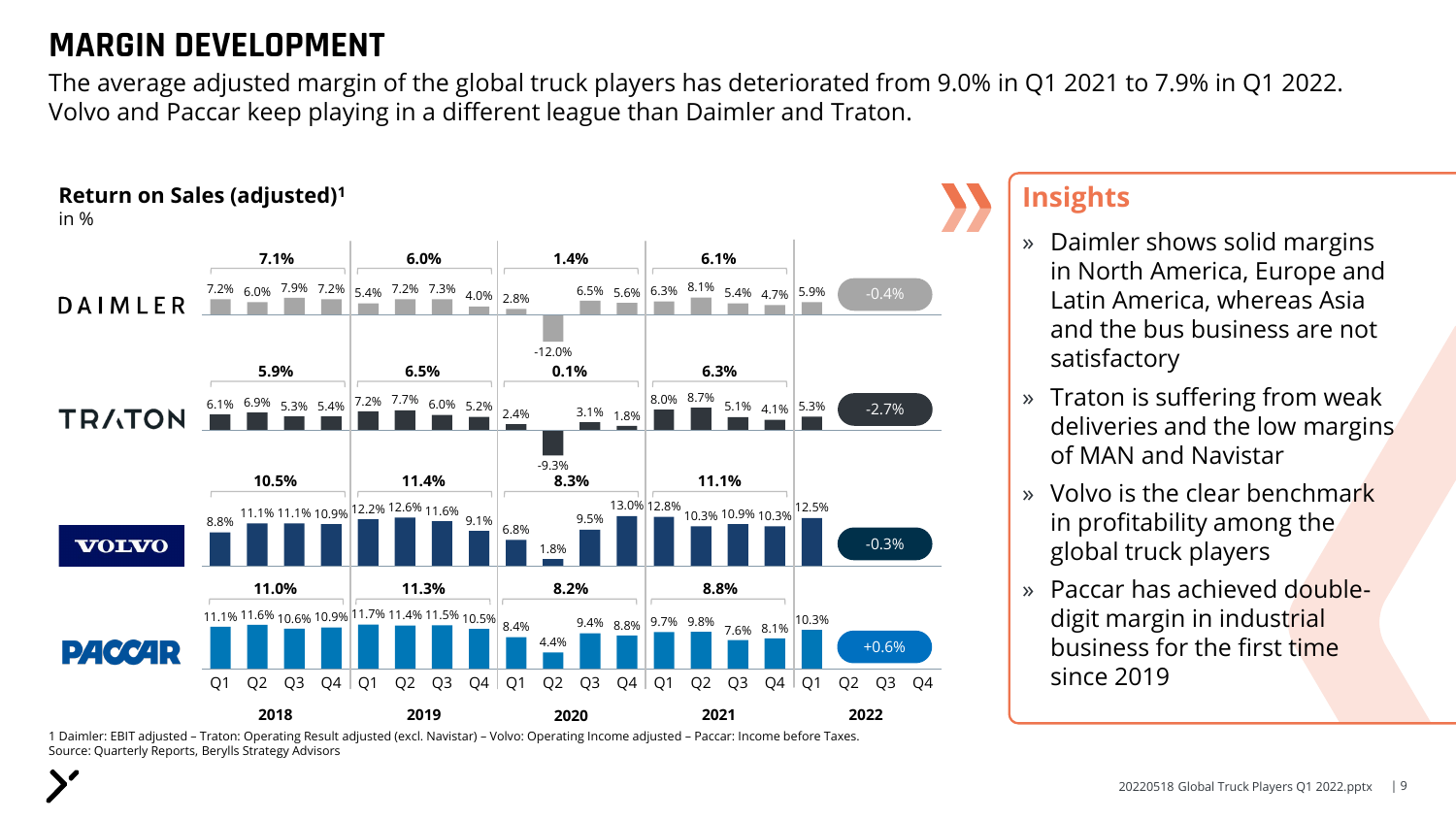# MARGIN DEVELOPMENT

The average adjusted margin of the global truck players has deteriorated from 9.0% in Q1 2021 to 7.9% in Q1 2022. Volvo and Paccar keep playing in a different league than Daimler and Traton.

**Return on Sales (adjusted)[1]**
in %

| | 2018 Q1 | 2018 Q2 | 2018 Q3 | 2018 Q4 | 2018 | 2019 Q1 | 2019 Q2 | 2019 Q3 | 2019 Q4 | 2019 | 2020 Q1 | 2020 Q2 | 2020 Q3 | 2020 Q4 | 2020 | 2021 Q1 | 2021 Q2 | 2021 Q3 | 2021 Q4 | 2021 | 2022 Q1 | Change |
|---|---|---|---|---|---|---|---|---|---|---|---|---|---|---|---|---|---|---|---|---|---|---|
| DAIMLER | 7.2% | 6.0% | 7.9% | 7.2% | 7.1% | 5.4% | 7.2% | 7.3% | 4.0% | 6.0% | 2.8% | -12.0% | 6.5% | 5.6% | 1.4% | 6.3% | 8.1% | 5.4% | 4.7% | 6.1% | 5.9% | -0.4% |
| TRATON | 6.1% | 6.9% | 5.3% | 5.4% | 5.9% | 7.2% | 7.7% | 6.0% | 5.2% | 6.5% | 2.4% | -9.3% | 3.1% | 1.8% | 0.1% | 8.0% | 8.7% | 5.1% | 4.1% | 6.3% | 5.3% | -2.7% |
| VOLVO | 8.8% | 11.1% | 11.1% | 10.9% | 10.5% | 12.2% | 12.6% | 11.6% | 9.1% | 11.4% | 6.8% | 1.8% | 9.5% | 13.0% | 8.3% | 12.8% | 10.3% | 10.9% | 10.3% | 11.1% | 12.5% | -0.3% |
| PACCAR | 11.1% | 11.6% | 10.6% | 10.9% | 11.0% | 11.7% | 11.4% | 11.5% | 10.5% | 11.3% | 8.4% | 4.4% | 9.4% | 8.8% | 8.2% | 9.7% | 9.8% | 7.6% | 8.1% | 8.8% | 10.3% | +0.6% |

## Insights

- Daimler shows solid margins in North America, Europe and Latin America, whereas Asia and the bus business are not satisfactory
- Traton is suffering from weak deliveries and the low margins of MAN and Navistar
- Volvo is the clear benchmark in profitability among the global truck players
- Paccar has achieved double-digit margin in industrial business for the first time since 2019

1 Daimler: EBIT adjusted – Traton: Operating Result adjusted (excl. Navistar) – Volvo: Operating Income adjusted – Paccar: Income before Taxes.
Source: Quarterly Reports, Berylls Strategy Advisors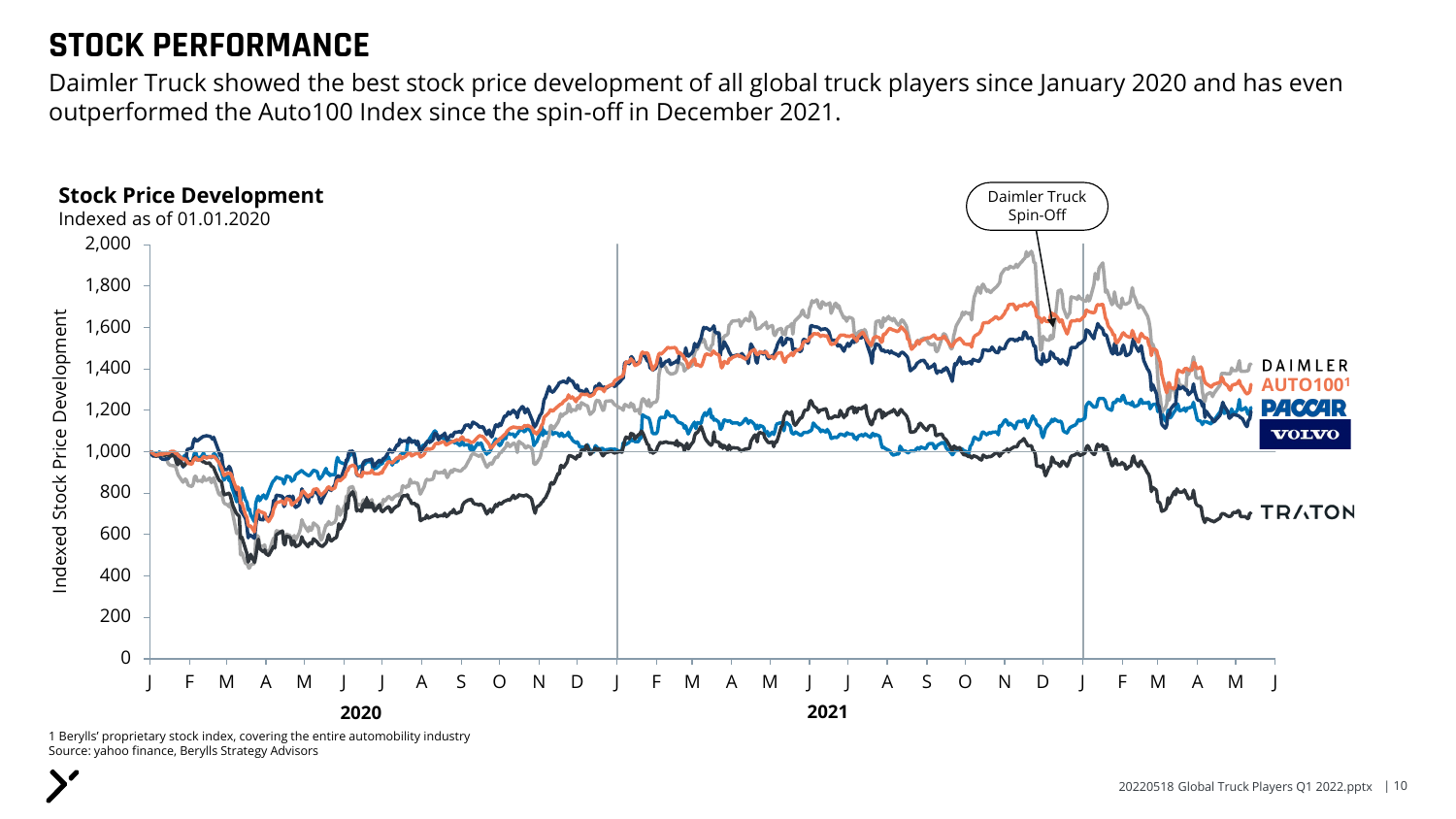# STOCK PERFORMANCE

Daimler Truck showed the best stock price development of all global truck players since January 2020 and has even outperformed the Auto100 Index since the spin-off in December 2021.

**Stock Price Development**
Indexed as of 01.01.2020

1 Berylls' proprietary stock index, covering the entire automobility industry
Source: yahoo finance, Berylls Strategy Advisors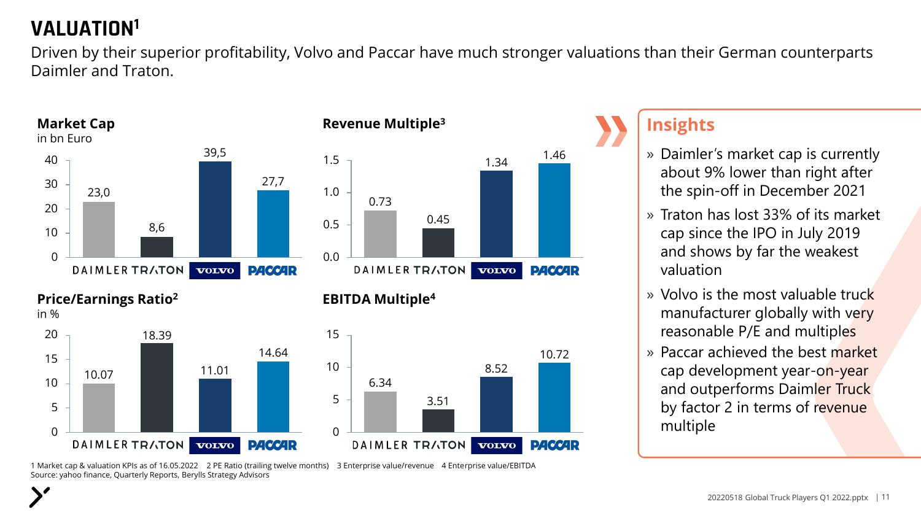# VALUATION[1]

Driven by their superior profitability, Volvo and Paccar have much stronger valuations than their German counterparts Daimler and Traton.

**Market Cap**
in bn Euro

| | DAIMLER | TRATON | VOLVO | PACCAR |
|---|---|---|---|---|
| Market Cap | 23,0 | 8,6 | 39,5 | 27,7 |

**Revenue Multiple[3]**

| | DAIMLER | TRATON | VOLVO | PACCAR |
|---|---|---|---|---|
| Revenue Multiple | 0.73 | 0.45 | 1.34 | 1.46 |

**Price/Earnings Ratio[2]**
in %

| | DAIMLER | TRATON | VOLVO | PACCAR |
|---|---|---|---|---|
| Price/Earnings Ratio | 10.07 | 18.39 | 11.01 | 14.64 |

**EBITDA Multiple[4]**

| | DAIMLER | TRATON | VOLVO | PACCAR |
|---|---|---|---|---|
| EBITDA Multiple | 6.34 | 3.51 | 8.52 | 10.72 |

## Insights

- Daimler's market cap is currently about 9% lower than right after the spin-off in December 2021
- Traton has lost 33% of its market cap since the IPO in July 2019 and shows by far the weakest valuation
- Volvo is the most valuable truck manufacturer globally with very reasonable P/E and multiples
- Paccar achieved the best market cap development year-on-year and outperforms Daimler Truck by factor 2 in terms of revenue multiple

1 Market cap & valuation KPIs as of 16.05.2022 2 PE Ratio (trailing twelve months) 3 Enterprise value/revenue 4 Enterprise value/EBITDA
Source: yahoo finance, Quarterly Reports, Berylls Strategy Advisors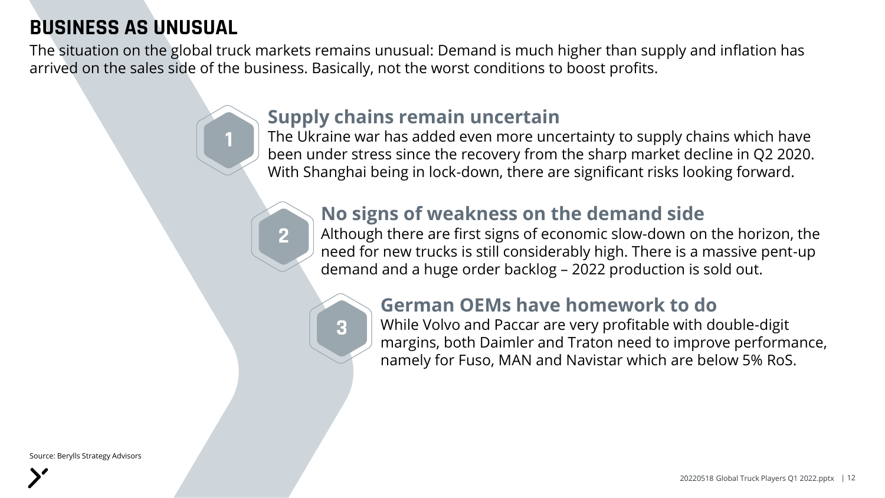# BUSINESS AS UNUSUAL

The situation on the global truck markets remains unusual: Demand is much higher than supply and inflation has arrived on the sales side of the business. Basically, not the worst conditions to boost profits.

## 1 Supply chains remain uncertain

The Ukraine war has added even more uncertainty to supply chains which have been under stress since the recovery from the sharp market decline in Q2 2020. With Shanghai being in lock-down, there are significant risks looking forward.

## 2 No signs of weakness on the demand side

Although there are first signs of economic slow-down on the horizon, the need for new trucks is still considerably high. There is a massive pent-up demand and a huge order backlog – 2022 production is sold out.

## 3 German OEMs have homework to do

While Volvo and Paccar are very profitable with double-digit margins, both Daimler and Traton need to improve performance, namely for Fuso, MAN and Navistar which are below 5% RoS.

Source: Berylls Strategy Advisors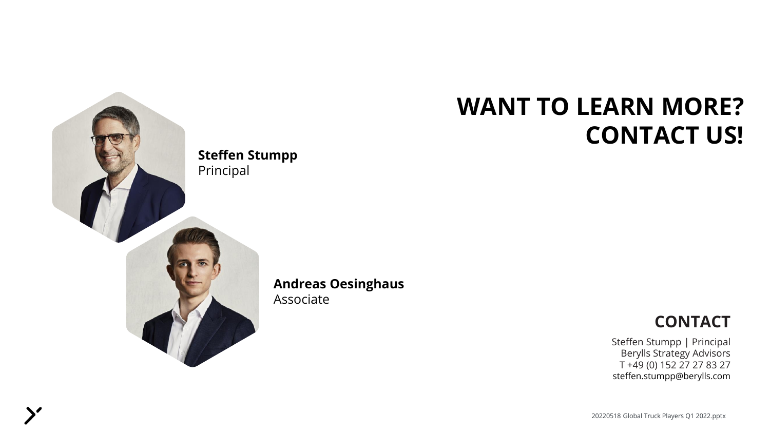# WANT TO LEARN MORE? CONTACT US!

**Steffen Stumpp**
Principal

**Andreas Oesinghaus**
Associate

## CONTACT

Steffen Stumpp | Principal
Berylls Strategy Advisors
T +49 (0) 152 27 27 83 27
steffen.stumpp@berylls.com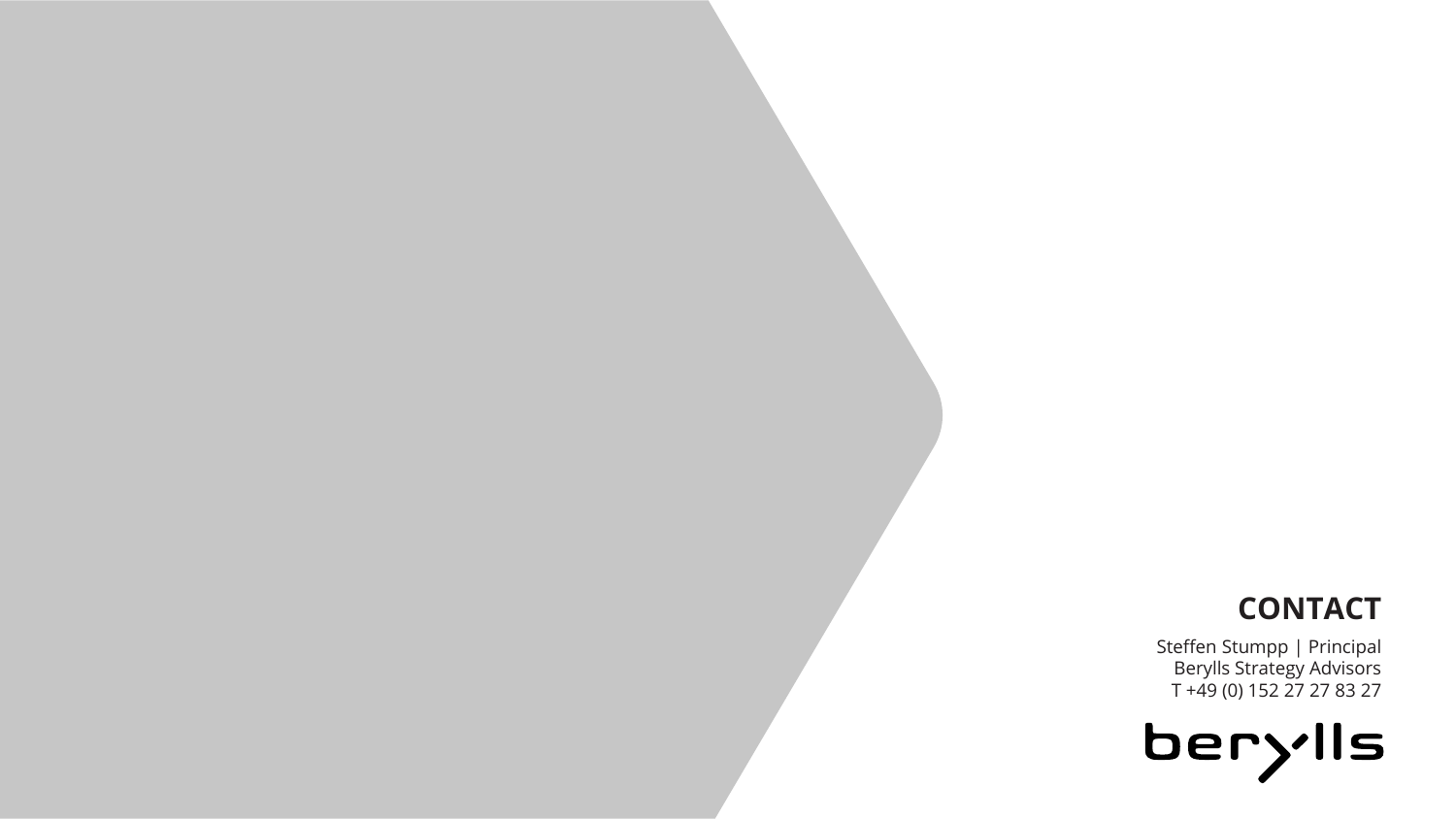## CONTACT

Steffen Stumpp | Principal
Berylls Strategy Advisors
T +49 (0) 152 27 27 83 27

berylls